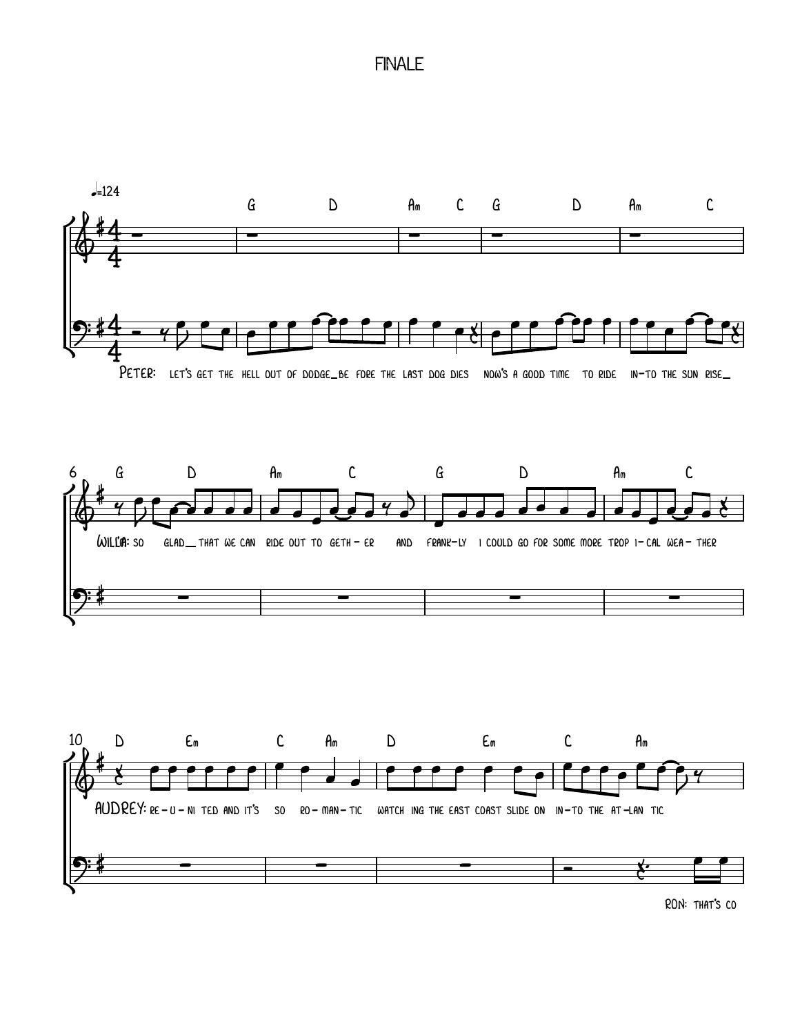# FINALE

♩=124

G D Am C G D Am C

PETER: let's get the hell out of dodge_ be fore the last dog dies now's a good time to ride in-to the sun rise_

G D Am C G D Am C

WILLA: so glad_ that we can ride out to geth - er and frank-ly i could go for some more trop i-cal wea- ther

D Em C Am D Em C Am

AUDREY: re-u-ni ted and it's so ro-man-tic watch ing the east coast slide on in-to the at-lan tic

RON: that's co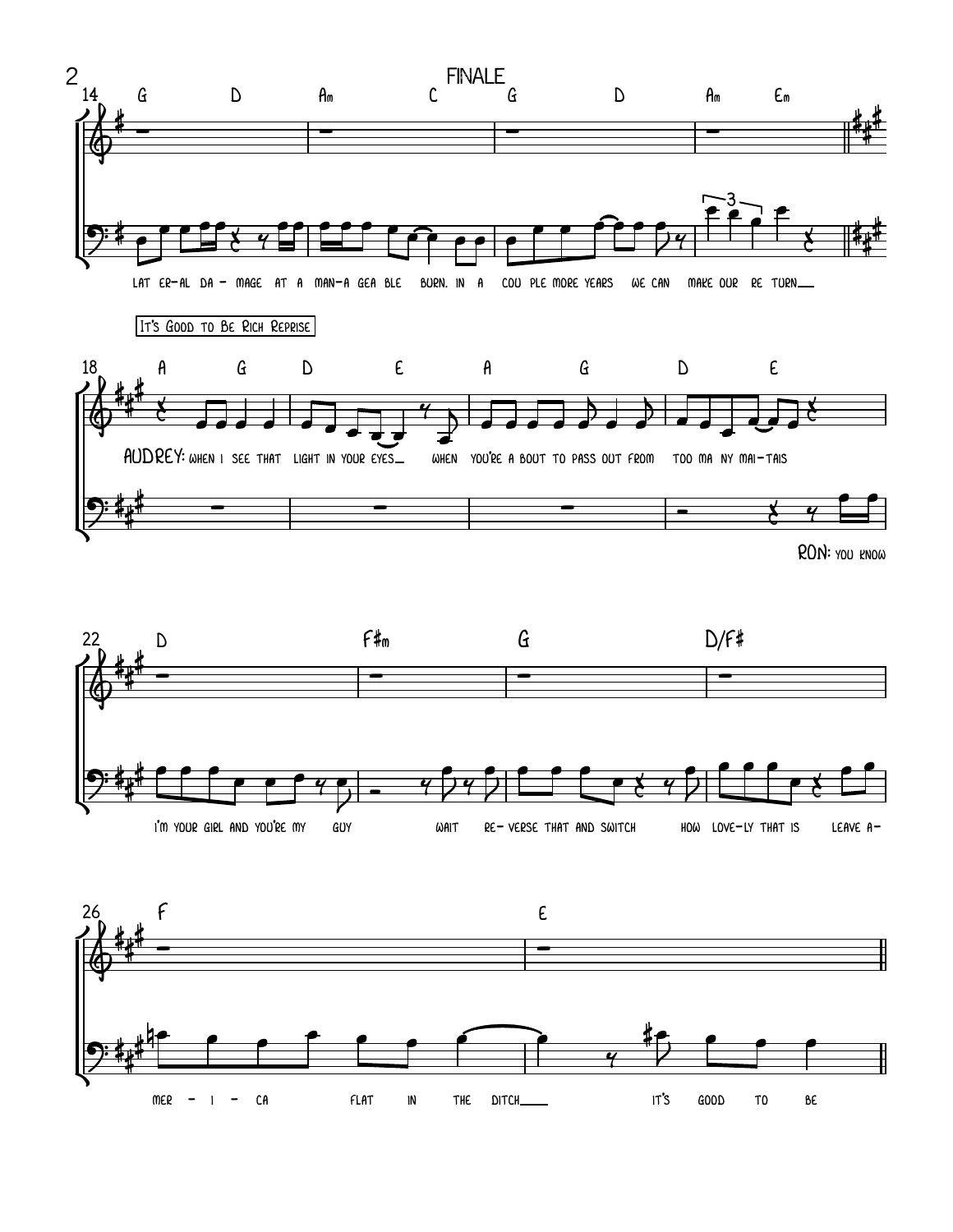## FINALE

14 G D Am C G D Am Em

lat er-al da - mage at a man-a gea ble burn. in a cou ple more years we can make our re turn

It's Good to Be Rich Reprise

18 A G D E A G D E

AUDREY: when i see that light in your eyes when you're a bout to pass out from too ma ny mai-tais

RON: you know

22 D F#m G D/F#

i'm your girl and you're my guy wait re- verse that and switch how love-ly that is leave a-

26 F E

mer - i - ca flat in the ditch it's good to be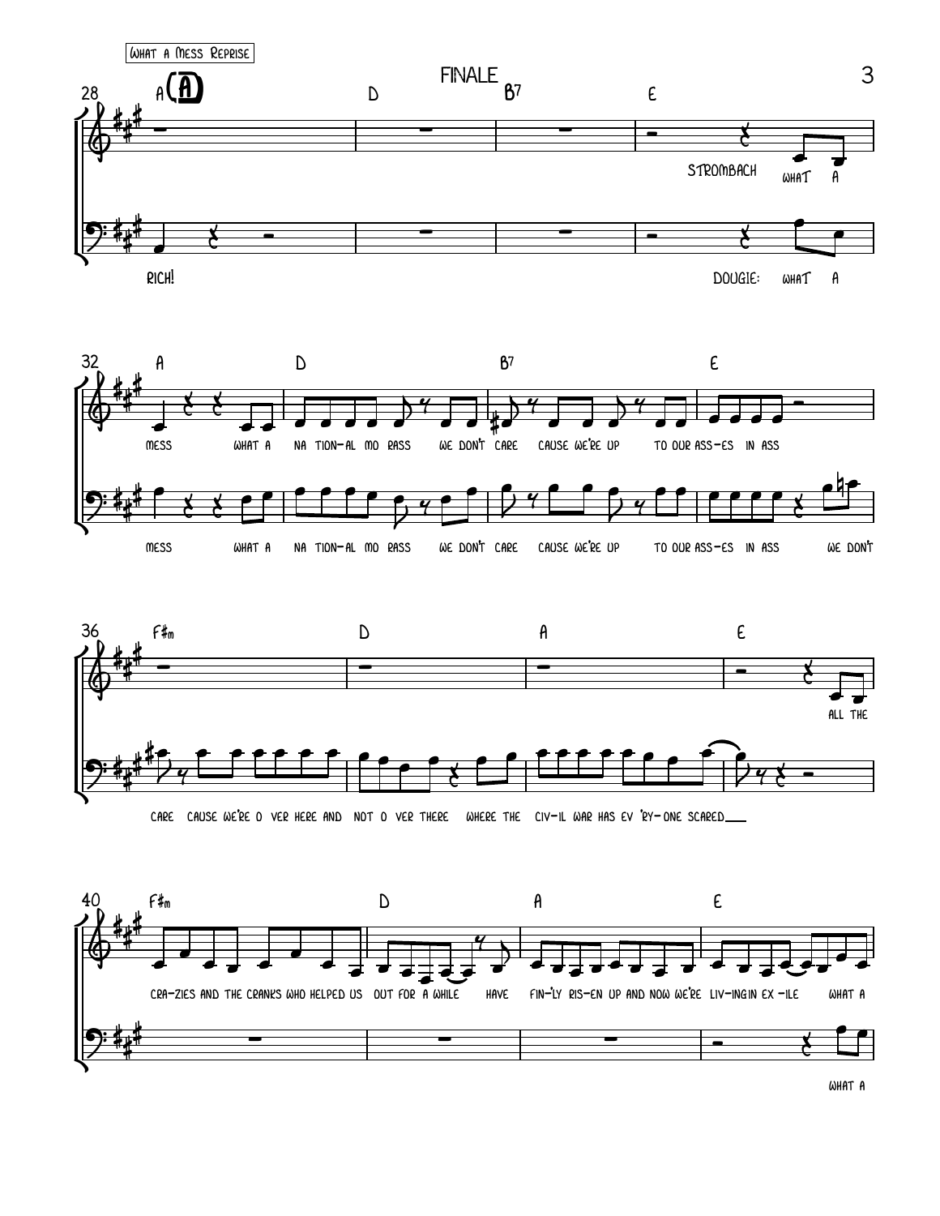What a Mess Reprise

FINALE

28 A (A) D B7 E

STROMBACH what a

RICH!

DOUGIE: what a

32 A D B7 E

mess what a na tion-al mo rass we don't care cause we're up to our ass-es in ass

mess what a na tion-al mo rass we don't care cause we're up to our ass-es in ass we don't

36 F#m D A E

all the

care cause we're o ver here and not o ver there where the civ-il war has ev 'ry-one scared

40 F#m D A E

cra-zies and the cranks who helped us out for a while have fin-'ly ris-en up and now we're liv-ing in ex -ile what a

what a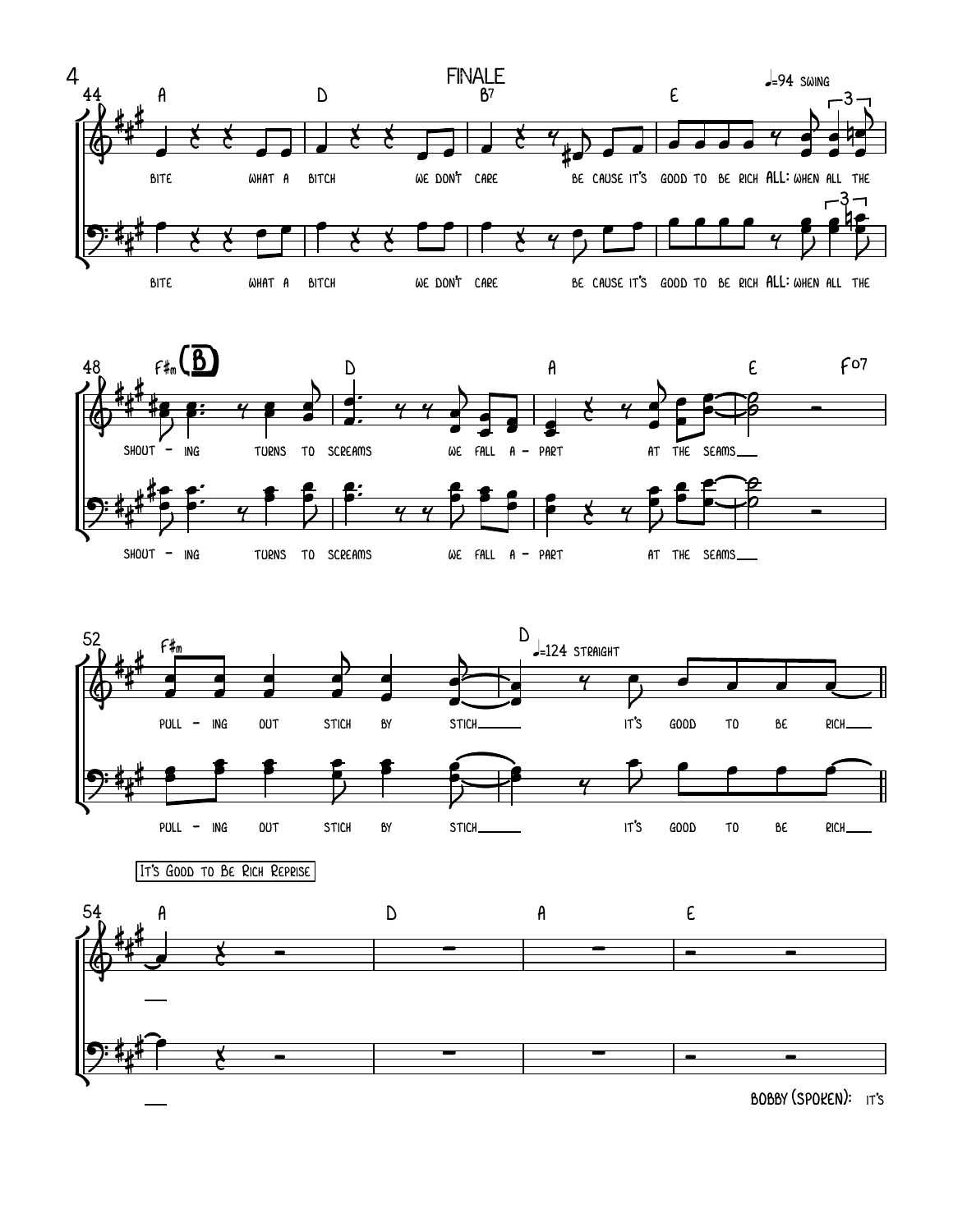# FINALE

♩=94 SWING

44 A — D — B7 — E

BITE WHAT A BITCH WE DON'T CARE BE CAUSE IT'S GOOD TO BE RICH **ALL:** WHEN ALL THE

48 F♯m **(B)** — D — A — E — F°7

SHOUT - ING TURNS TO SCREAMS WE FALL A - PART AT THE SEAMS___

52 F♯m — D ♩=124 STRAIGHT

PULL - ING OUT STICH BY STICH___ IT'S GOOD TO BE RICH___

It's Good to Be Rich Reprise

54 A — D — A — E

BOBBY (SPOKEN): IT'S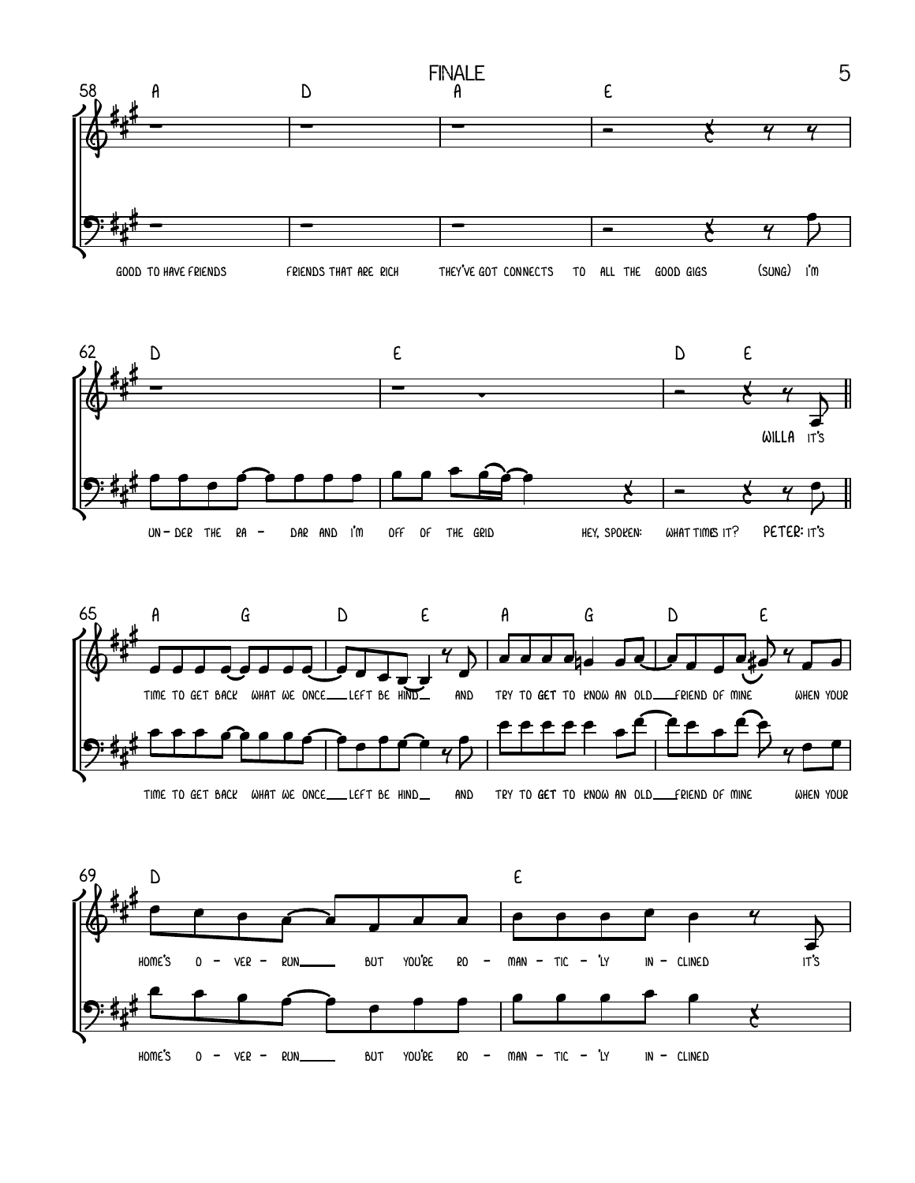## FINALE

**58**

A D A E

GOOD TO HAVE FRIENDS FRIENDS THAT ARE RICH THEY'VE GOT CONNECTS TO ALL THE GOOD GIGS (SUNG) I'M

**62**

D E D E

WILLA IT'S

UN - DER THE RA - DAR AND I'M OFF OF THE GRID HEY, SPOKEN: WHAT TIMES IT? PETER: IT'S

**65**

A G D E A G D E

TIME TO GET BACK WHAT WE ONCE LEFT BE HIND AND TRY TO GET TO KNOW AN OLD FRIEND OF MINE WHEN YOUR

TIME TO GET BACK WHAT WE ONCE LEFT BE HIND AND TRY TO GET TO KNOW AN OLD FRIEND OF MINE WHEN YOUR

**69**

D E

HOME'S O - VER - RUN BUT YOU'RE RO - MAN - TIC - 'LY IN - CLINED IT'S

HOME'S O - VER - RUN BUT YOU'RE RO - MAN - TIC - 'LY IN - CLINED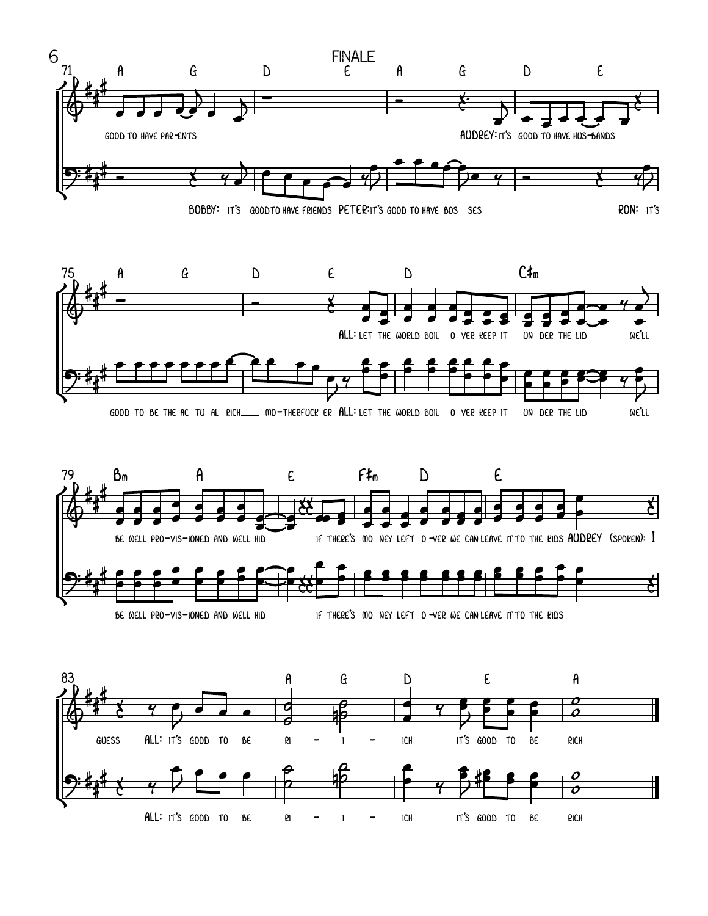# FINALE

71 A G D E A G D E

good to have par-ents

AUDREY: it's good to have hus-bands

BOBBY: it's good to have friends PETER: it's good to have bos ses

RON: it's

75 A G D E D C#m

ALL: let the world boil o ver keep it un der the lid we'll

good to be the ac tu al rich___ mo-therfuck er ALL: let the world boil o ver keep it un der the lid we'll

79 Bm A E F#m D E

be well pro-vis-ioned and well hid if there's mo ney left o-ver we can leave it to the kids AUDREY (spoken): I

be well pro-vis-ioned and well hid if there's mo ney left o-ver we can leave it to the kids

83 A G D E A

guess ALL: it's good to be ri - i - ich it's good to be rich

ALL: it's good to be ri - i - ich it's good to be rich